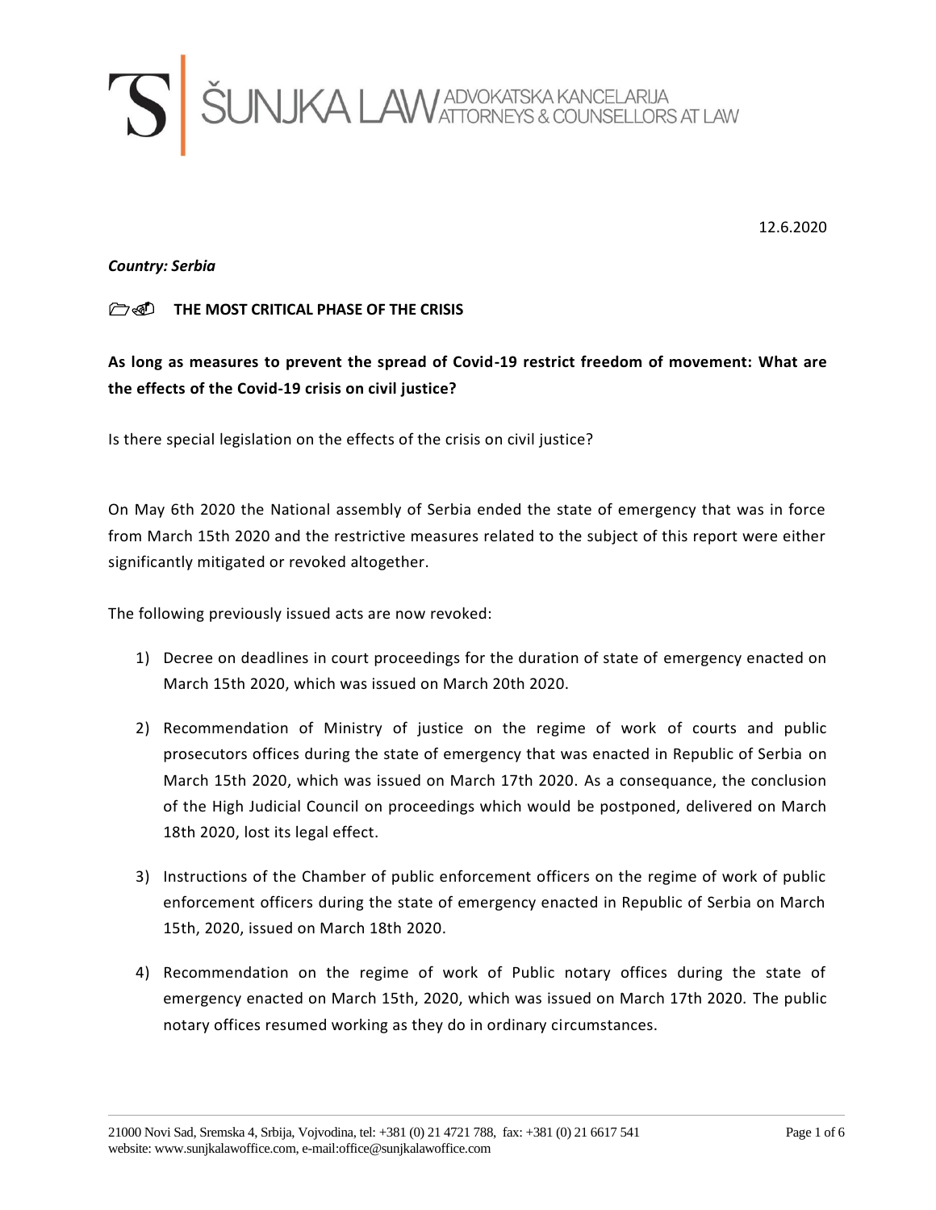ŠUNJKA LAW ADVOKATSKA KANCELARIJA ATTORNEYS & COUNSELLORS AT LAW

12.6.2020

***Country: Serbia***

**THE MOST CRITICAL PHASE OF THE CRISIS**

**As long as measures to prevent the spread of Covid-19 restrict freedom of movement: What are the effects of the Covid-19 crisis on civil justice?**

Is there special legislation on the effects of the crisis on civil justice?

On May 6th 2020 the National assembly of Serbia ended the state of emergency that was in force from March 15th 2020 and the restrictive measures related to the subject of this report were either significantly mitigated or revoked altogether.

The following previously issued acts are now revoked:

1) Decree on deadlines in court proceedings for the duration of state of emergency enacted on March 15th 2020, which was issued on March 20th 2020.

2) Recommendation of Ministry of justice on the regime of work of courts and public prosecutors offices during the state of emergency that was enacted in Republic of Serbia on March 15th 2020, which was issued on March 17th 2020. As a consequance, the conclusion of the High Judicial Council on proceedings which would be postponed, delivered on March 18th 2020, lost its legal effect.

3) Instructions of the Chamber of public enforcement officers on the regime of work of public enforcement officers during the state of emergency enacted in Republic of Serbia on March 15th, 2020, issued on March 18th 2020.

4) Recommendation on the regime of work of Public notary offices during the state of emergency enacted on March 15th, 2020, which was issued on March 17th 2020. The public notary offices resumed working as they do in ordinary circumstances.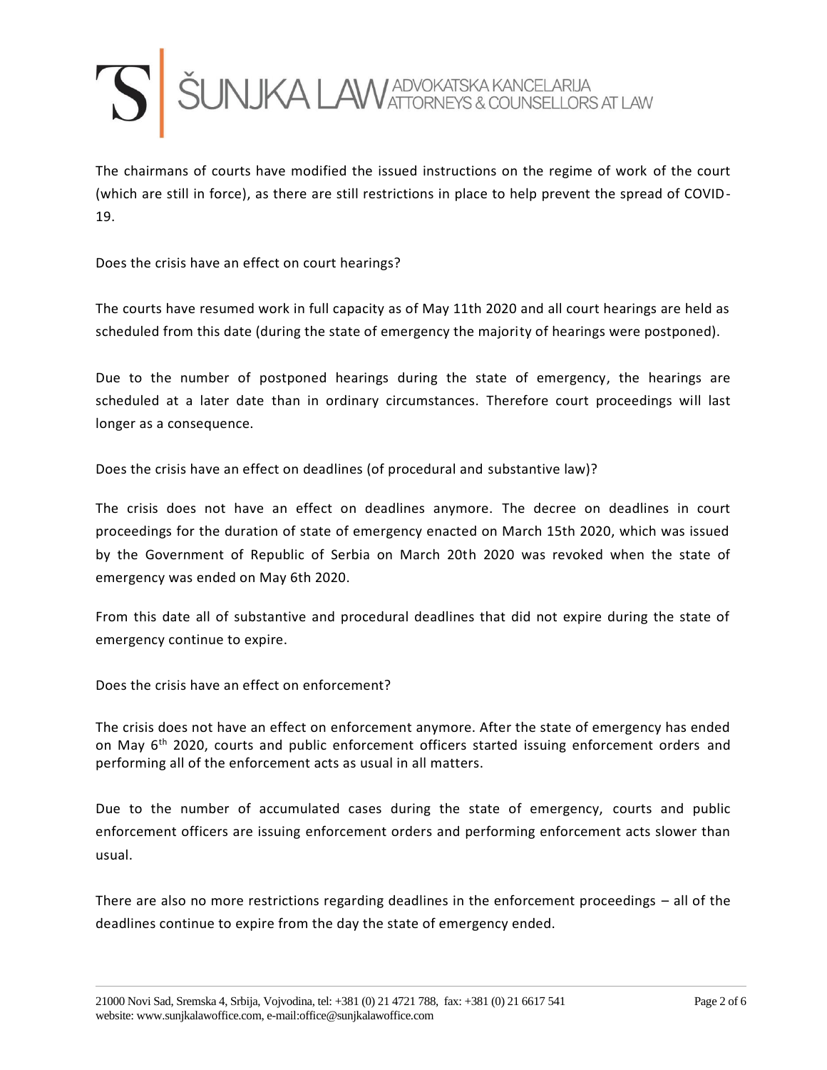The chairmans of courts have modified the issued instructions on the regime of work of the court (which are still in force), as there are still restrictions in place to help prevent the spread of COVID-19.

Does the crisis have an effect on court hearings?

The courts have resumed work in full capacity as of May 11th 2020 and all court hearings are held as scheduled from this date (during the state of emergency the majority of hearings were postponed).

Due to the number of postponed hearings during the state of emergency, the hearings are scheduled at a later date than in ordinary circumstances. Therefore court proceedings will last longer as a consequence.

Does the crisis have an effect on deadlines (of procedural and substantive law)?

The crisis does not have an effect on deadlines anymore. The decree on deadlines in court proceedings for the duration of state of emergency enacted on March 15th 2020, which was issued by the Government of Republic of Serbia on March 20th 2020 was revoked when the state of emergency was ended on May 6th 2020.

From this date all of substantive and procedural deadlines that did not expire during the state of emergency continue to expire.

Does the crisis have an effect on enforcement?

The crisis does not have an effect on enforcement anymore. After the state of emergency has ended on May 6th 2020, courts and public enforcement officers started issuing enforcement orders and performing all of the enforcement acts as usual in all matters.

Due to the number of accumulated cases during the state of emergency, courts and public enforcement officers are issuing enforcement orders and performing enforcement acts slower than usual.

There are also no more restrictions regarding deadlines in the enforcement proceedings – all of the deadlines continue to expire from the day the state of emergency ended.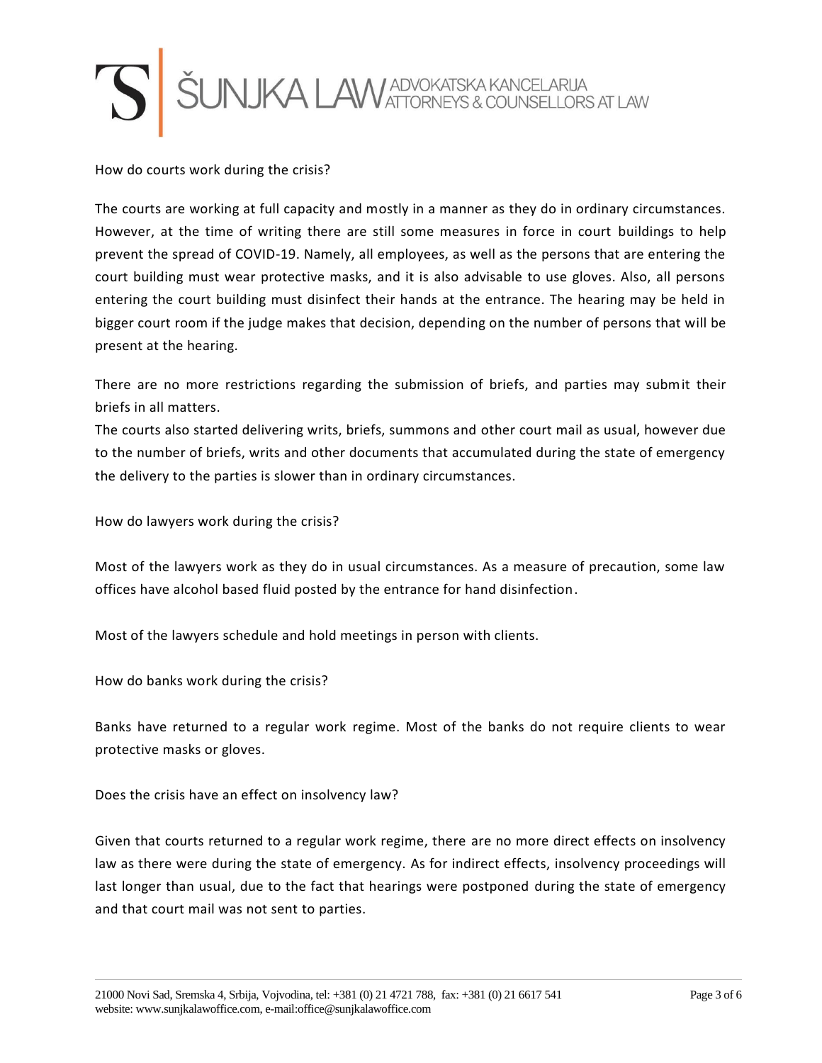## How do courts work during the crisis?

The courts are working at full capacity and mostly in a manner as they do in ordinary circumstances. However, at the time of writing there are still some measures in force in court buildings to help prevent the spread of COVID-19. Namely, all employees, as well as the persons that are entering the court building must wear protective masks, and it is also advisable to use gloves. Also, all persons entering the court building must disinfect their hands at the entrance. The hearing may be held in bigger court room if the judge makes that decision, depending on the number of persons that will be present at the hearing.

There are no more restrictions regarding the submission of briefs, and parties may submit their briefs in all matters.

The courts also started delivering writs, briefs, summons and other court mail as usual, however due to the number of briefs, writs and other documents that accumulated during the state of emergency the delivery to the parties is slower than in ordinary circumstances.

## How do lawyers work during the crisis?

Most of the lawyers work as they do in usual circumstances. As a measure of precaution, some law offices have alcohol based fluid posted by the entrance for hand disinfection.

Most of the lawyers schedule and hold meetings in person with clients.

## How do banks work during the crisis?

Banks have returned to a regular work regime. Most of the banks do not require clients to wear protective masks or gloves.

## Does the crisis have an effect on insolvency law?

Given that courts returned to a regular work regime, there are no more direct effects on insolvency law as there were during the state of emergency. As for indirect effects, insolvency proceedings will last longer than usual, due to the fact that hearings were postponed during the state of emergency and that court mail was not sent to parties.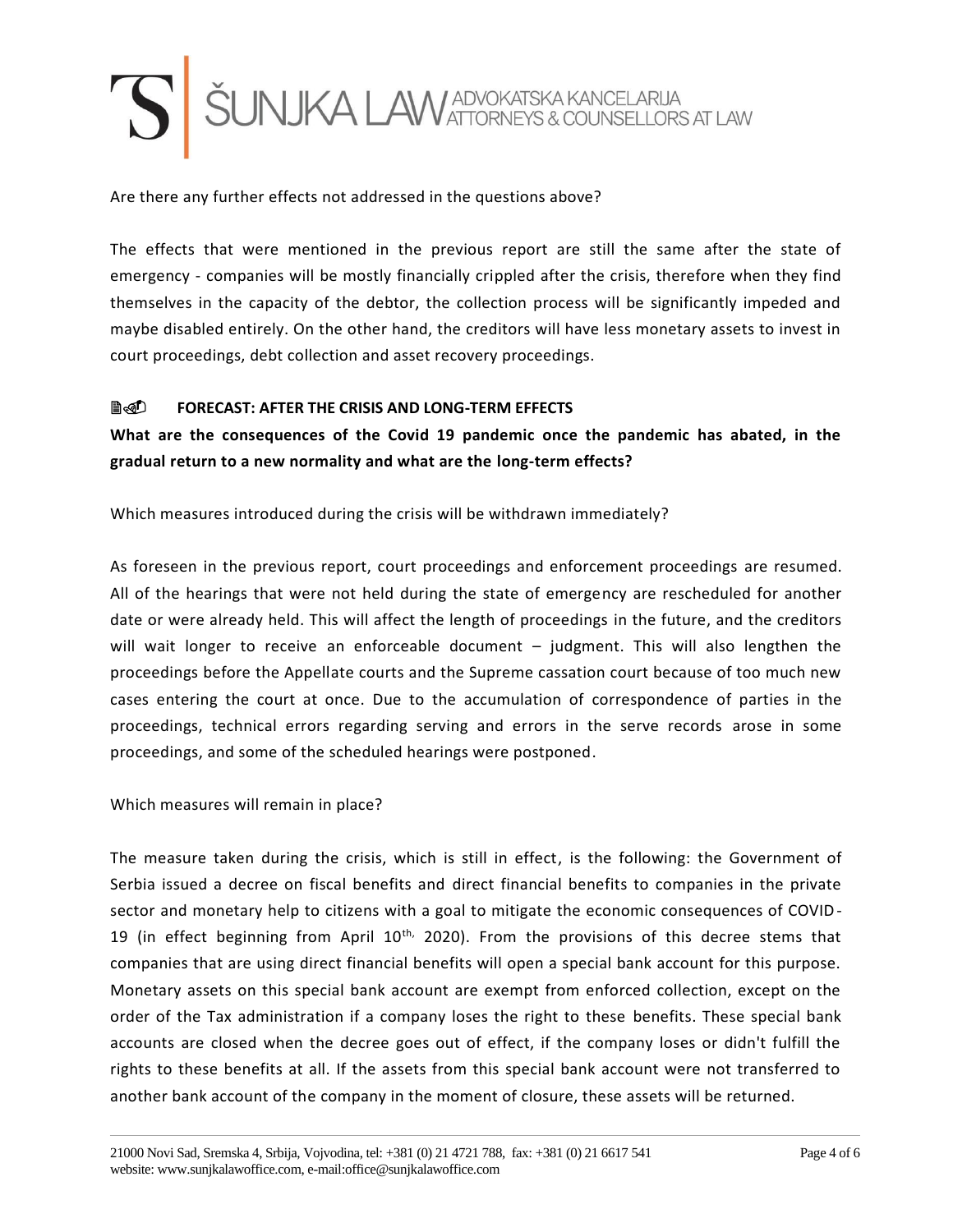Are there any further effects not addressed in the questions above?

The effects that were mentioned in the previous report are still the same after the state of emergency - companies will be mostly financially crippled after the crisis, therefore when they find themselves in the capacity of the debtor, the collection process will be significantly impeded and maybe disabled entirely. On the other hand, the creditors will have less monetary assets to invest in court proceedings, debt collection and asset recovery proceedings.

## FORECAST: AFTER THE CRISIS AND LONG-TERM EFFECTS

**What are the consequences of the Covid 19 pandemic once the pandemic has abated, in the gradual return to a new normality and what are the long-term effects?**

Which measures introduced during the crisis will be withdrawn immediately?

As foreseen in the previous report, court proceedings and enforcement proceedings are resumed. All of the hearings that were not held during the state of emergency are rescheduled for another date or were already held. This will affect the length of proceedings in the future, and the creditors will wait longer to receive an enforceable document – judgment. This will also lengthen the proceedings before the Appellate courts and the Supreme cassation court because of too much new cases entering the court at once. Due to the accumulation of correspondence of parties in the proceedings, technical errors regarding serving and errors in the serve records arose in some proceedings, and some of the scheduled hearings were postponed.

Which measures will remain in place?

The measure taken during the crisis, which is still in effect, is the following: the Government of Serbia issued a decree on fiscal benefits and direct financial benefits to companies in the private sector and monetary help to citizens with a goal to mitigate the economic consequences of COVID-19 (in effect beginning from April 10th, 2020). From the provisions of this decree stems that companies that are using direct financial benefits will open a special bank account for this purpose. Monetary assets on this special bank account are exempt from enforced collection, except on the order of the Tax administration if a company loses the right to these benefits. These special bank accounts are closed when the decree goes out of effect, if the company loses or didn't fulfill the rights to these benefits at all. If the assets from this special bank account were not transferred to another bank account of the company in the moment of closure, these assets will be returned.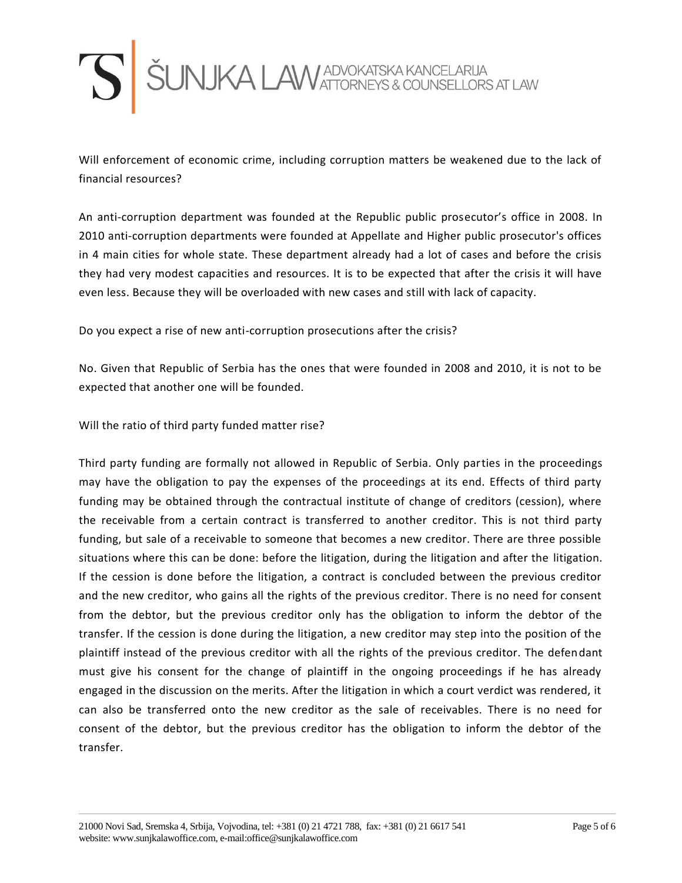Will enforcement of economic crime, including corruption matters be weakened due to the lack of financial resources?

An anti-corruption department was founded at the Republic public prosecutor's office in 2008. In 2010 anti-corruption departments were founded at Appellate and Higher public prosecutor's offices in 4 main cities for whole state. These department already had a lot of cases and before the crisis they had very modest capacities and resources. It is to be expected that after the crisis it will have even less. Because they will be overloaded with new cases and still with lack of capacity.

Do you expect a rise of new anti-corruption prosecutions after the crisis?

No. Given that Republic of Serbia has the ones that were founded in 2008 and 2010, it is not to be expected that another one will be founded.

Will the ratio of third party funded matter rise?

Third party funding are formally not allowed in Republic of Serbia. Only parties in the proceedings may have the obligation to pay the expenses of the proceedings at its end. Effects of third party funding may be obtained through the contractual institute of change of creditors (cession), where the receivable from a certain contract is transferred to another creditor. This is not third party funding, but sale of a receivable to someone that becomes a new creditor. There are three possible situations where this can be done: before the litigation, during the litigation and after the litigation. If the cession is done before the litigation, a contract is concluded between the previous creditor and the new creditor, who gains all the rights of the previous creditor. There is no need for consent from the debtor, but the previous creditor only has the obligation to inform the debtor of the transfer. If the cession is done during the litigation, a new creditor may step into the position of the plaintiff instead of the previous creditor with all the rights of the previous creditor. The defendant must give his consent for the change of plaintiff in the ongoing proceedings if he has already engaged in the discussion on the merits. After the litigation in which a court verdict was rendered, it can also be transferred onto the new creditor as the sale of receivables. There is no need for consent of the debtor, but the previous creditor has the obligation to inform the debtor of the transfer.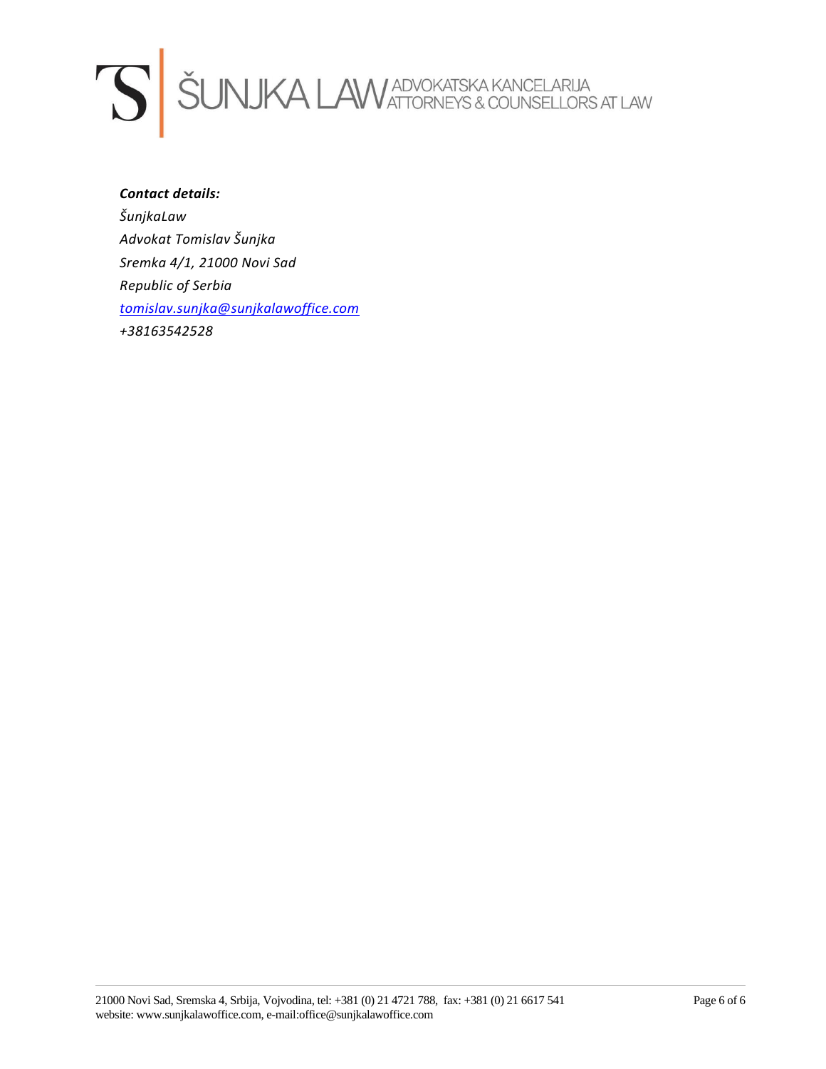***Contact details:***

*ŠunjkaLaw*

*Advokat Tomislav Šunjka*

*Sremka 4/1, 21000 Novi Sad*

*Republic of Serbia*

*tomislav.sunjka@sunjkalawoffice.com*

*+38163542528*